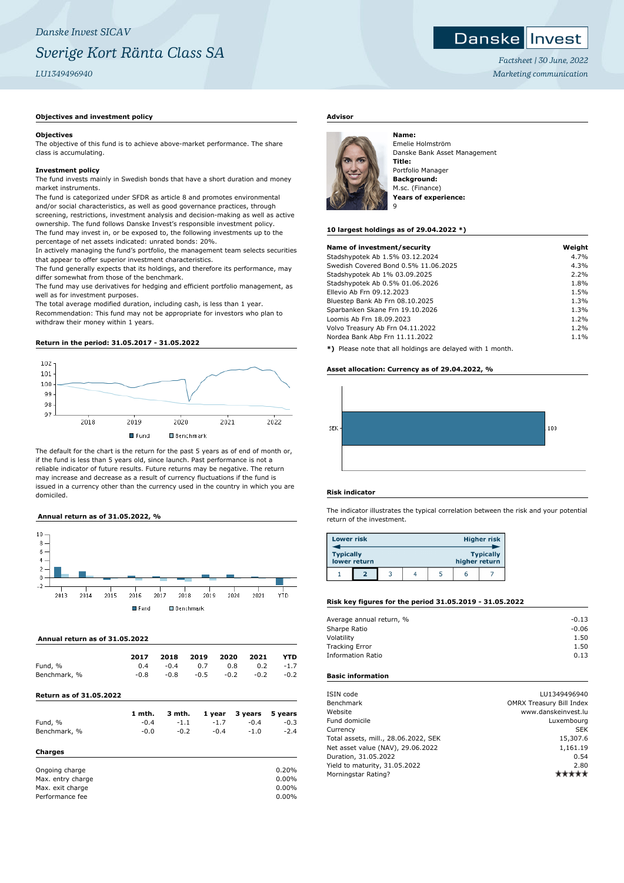Danske Invest SICAV

# Sverige Kort Ränta Class SA

LU1349496940

Factsheet | 30 June, 2022
Marketing communication

## Objectives and investment policy

### Objectives

The objective of this fund is to achieve above-market performance. The share class is accumulating.

### Investment policy

The fund invests mainly in Swedish bonds that have a short duration and money market instruments.

The fund is categorized under SFDR as article 8 and promotes environmental and/or social characteristics, as well as good governance practices, through screening, restrictions, investment analysis and decision-making as well as active ownership. The fund follows Danske Invest's responsible investment policy.

The fund may invest in, or be exposed to, the following investments up to the percentage of net assets indicated: unrated bonds: 20%.

In actively managing the fund's portfolio, the management team selects securities that appear to offer superior investment characteristics.

The fund generally expects that its holdings, and therefore its performance, may differ somewhat from those of the benchmark.

The fund may use derivatives for hedging and efficient portfolio management, as well as for investment purposes.

The total average modified duration, including cash, is less than 1 year.

Recommendation: This fund may not be appropriate for investors who plan to withdraw their money within 1 years.

## Return in the period: 31.05.2017 - 31.05.2022

Fund / Benchmark

The default for the chart is the return for the past 5 years as of end of month or, if the fund is less than 5 years old, since launch. Past performance is not a reliable indicator of future results. Future returns may be negative. The return may increase and decrease as a result of currency fluctuations if the fund is issued in a currency other than the currency used in the country in which you are domiciled.

## Annual return as of 31.05.2022, %

Fund / Benchmark

## Annual return as of 31.05.2022

| | 2017 | 2018 | 2019 | 2020 | 2021 | YTD |
|---|---|---|---|---|---|---|
| Fund, % | 0.4 | -0.4 | 0.7 | 0.8 | 0.2 | -1.7 |
| Benchmark, % | -0.8 | -0.8 | -0.5 | -0.2 | -0.2 | -0.2 |

## Return as of 31.05.2022

| | 1 mth. | 3 mth. | 1 year | 3 years | 5 years |
|---|---|---|---|---|---|
| Fund, % | -0.4 | -1.1 | -1.7 | -0.4 | -0.3 |
| Benchmark, % | -0.0 | -0.2 | -0.4 | -1.0 | -2.4 |

## Charges

| | |
|---|---|
| Ongoing charge | 0.20% |
| Max. entry charge | 0.00% |
| Max. exit charge | 0.00% |
| Performance fee | 0.00% |

## Advisor

**Name:**
Emelie Holmström
Danske Bank Asset Management
**Title:**
Portfolio Manager
**Background:**
M.sc. (Finance)
**Years of experience:**
9

## 10 largest holdings as of 29.04.2022 *)

| Name of investment/security | Weight |
|---|---|
| Stadshypotek Ab 1.5% 03.12.2024 | 4.7% |
| Swedish Covered Bond 0.5% 11.06.2025 | 4.3% |
| Stadshypotek Ab 1% 03.09.2025 | 2.2% |
| Stadshypotek Ab 0.5% 01.06.2026 | 1.8% |
| Ellevio Ab Frn 09.12.2023 | 1.5% |
| Bluestep Bank Ab Frn 08.10.2025 | 1.3% |
| Sparbanken Skane Frn 19.10.2026 | 1.3% |
| Loomis Ab Frn 18.09.2023 | 1.2% |
| Volvo Treasury Ab Frn 04.11.2022 | 1.2% |
| Nordea Bank Abp Frn 11.11.2022 | 1.1% |

*) Please note that all holdings are delayed with 1 month.

## Asset allocation: Currency as of 29.04.2022, %

| Currency | % |
|---|---|
| SEK | 100 |

## Risk indicator

The indicator illustrates the typical correlation between the risk and your potential return of the investment.

Lower risk — Higher risk
Typically lower return — Typically higher return

| 1 | **2** | 3 | 4 | 5 | 6 | 7 |
|---|---|---|---|---|---|---|

## Risk key figures for the period 31.05.2019 - 31.05.2022

| | |
|---|---|
| Average annual return, % | -0.13 |
| Sharpe Ratio | -0.06 |
| Volatility | 1.50 |
| Tracking Error | 1.50 |
| Information Ratio | 0.13 |

## Basic information

| | |
|---|---|
| ISIN code | LU1349496940 |
| Benchmark | OMRX Treasury Bill Index |
| Website | www.danskeinvest.lu |
| Fund domicile | Luxembourg |
| Currency | SEK |
| Total assets, mill., 28.06.2022, SEK | 15,307.6 |
| Net asset value (NAV), 29.06.2022 | 1,161.19 |
| Duration, 31.05.2022 | 0.54 |
| Yield to maturity, 31.05.2022 | 2.80 |
| Morningstar Rating? | ★★★★★ |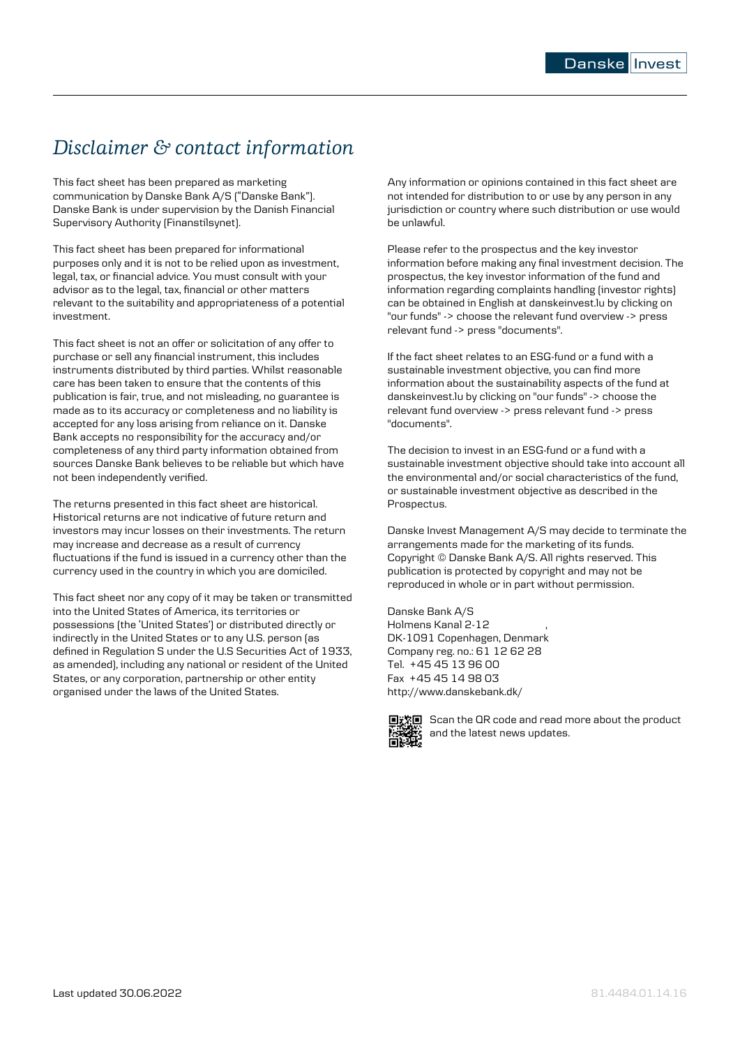# *Disclaimer & contact information*

This fact sheet has been prepared as marketing communication by Danske Bank A/S ("Danske Bank"). Danske Bank is under supervision by the Danish Financial Supervisory Authority (Finanstilsynet).

This fact sheet has been prepared for informational purposes only and it is not to be relied upon as investment, legal, tax, or financial advice. You must consult with your advisor as to the legal, tax, financial or other matters relevant to the suitability and appropriateness of a potential investment.

This fact sheet is not an offer or solicitation of any offer to purchase or sell any financial instrument, this includes instruments distributed by third parties. Whilst reasonable care has been taken to ensure that the contents of this publication is fair, true, and not misleading, no guarantee is made as to its accuracy or completeness and no liability is accepted for any loss arising from reliance on it. Danske Bank accepts no responsibility for the accuracy and/or completeness of any third party information obtained from sources Danske Bank believes to be reliable but which have not been independently verified.

The returns presented in this fact sheet are historical. Historical returns are not indicative of future return and investors may incur losses on their investments. The return may increase and decrease as a result of currency fluctuations if the fund is issued in a currency other than the currency used in the country in which you are domiciled.

This fact sheet nor any copy of it may be taken or transmitted into the United States of America, its territories or possessions (the 'United States') or distributed directly or indirectly in the United States or to any U.S. person (as defined in Regulation S under the U.S Securities Act of 1933, as amended), including any national or resident of the United States, or any corporation, partnership or other entity organised under the laws of the United States.

Any information or opinions contained in this fact sheet are not intended for distribution to or use by any person in any jurisdiction or country where such distribution or use would be unlawful.

Please refer to the prospectus and the key investor information before making any final investment decision. The prospectus, the key investor information of the fund and information regarding complaints handling (investor rights) can be obtained in English at danskeinvest.lu by clicking on "our funds" -> choose the relevant fund overview -> press relevant fund -> press "documents".

If the fact sheet relates to an ESG-fund or a fund with a sustainable investment objective, you can find more information about the sustainability aspects of the fund at danskeinvest.lu by clicking on "our funds" -> choose the relevant fund overview -> press relevant fund -> press "documents".

The decision to invest in an ESG-fund or a fund with a sustainable investment objective should take into account all the environmental and/or social characteristics of the fund, or sustainable investment objective as described in the Prospectus.

Danske Invest Management A/S may decide to terminate the arrangements made for the marketing of its funds. Copyright © Danske Bank A/S. All rights reserved. This publication is protected by copyright and may not be reproduced in whole or in part without permission.

Danske Bank A/S
Holmens Kanal 2-12
DK-1091 Copenhagen, Denmark
Company reg. no.: 61 12 62 28
Tel. +45 45 13 96 00
Fax +45 45 14 98 03
http://www.danskebank.dk/

Scan the QR code and read more about the product and the latest news updates.

Last updated 30.06.2022

81.4484.01.14.16